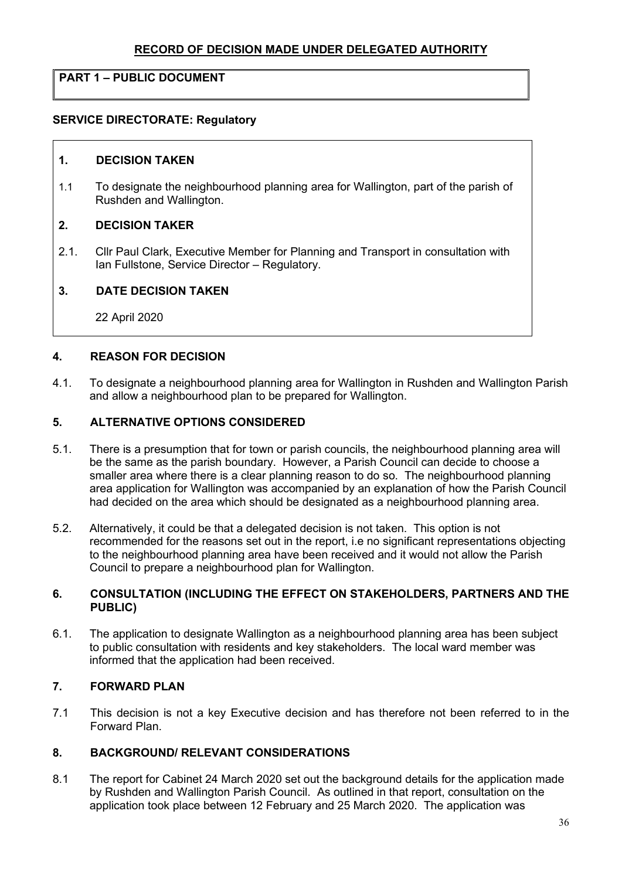# RECORD OF DECISION MADE UNDER DELEGATED AUTHORITY

**PART 1 – PUBLIC DOCUMENT**

**SERVICE DIRECTORATE: Regulatory**

## 1. DECISION TAKEN

1.1 To designate the neighbourhood planning area for Wallington, part of the parish of Rushden and Wallington.

## 2. DECISION TAKER

2.1. Cllr Paul Clark, Executive Member for Planning and Transport in consultation with Ian Fullstone, Service Director – Regulatory.

## 3. DATE DECISION TAKEN

22 April 2020

## 4. REASON FOR DECISION

4.1. To designate a neighbourhood planning area for Wallington in Rushden and Wallington Parish and allow a neighbourhood plan to be prepared for Wallington.

## 5. ALTERNATIVE OPTIONS CONSIDERED

5.1. There is a presumption that for town or parish councils, the neighbourhood planning area will be the same as the parish boundary. However, a Parish Council can decide to choose a smaller area where there is a clear planning reason to do so. The neighbourhood planning area application for Wallington was accompanied by an explanation of how the Parish Council had decided on the area which should be designated as a neighbourhood planning area.

5.2. Alternatively, it could be that a delegated decision is not taken. This option is not recommended for the reasons set out in the report, i.e no significant representations objecting to the neighbourhood planning area have been received and it would not allow the Parish Council to prepare a neighbourhood plan for Wallington.

## 6. CONSULTATION (INCLUDING THE EFFECT ON STAKEHOLDERS, PARTNERS AND THE PUBLIC)

6.1. The application to designate Wallington as a neighbourhood planning area has been subject to public consultation with residents and key stakeholders. The local ward member was informed that the application had been received.

## 7. FORWARD PLAN

7.1 This decision is not a key Executive decision and has therefore not been referred to in the Forward Plan.

## 8. BACKGROUND/ RELEVANT CONSIDERATIONS

8.1 The report for Cabinet 24 March 2020 set out the background details for the application made by Rushden and Wallington Parish Council. As outlined in that report, consultation on the application took place between 12 February and 25 March 2020. The application was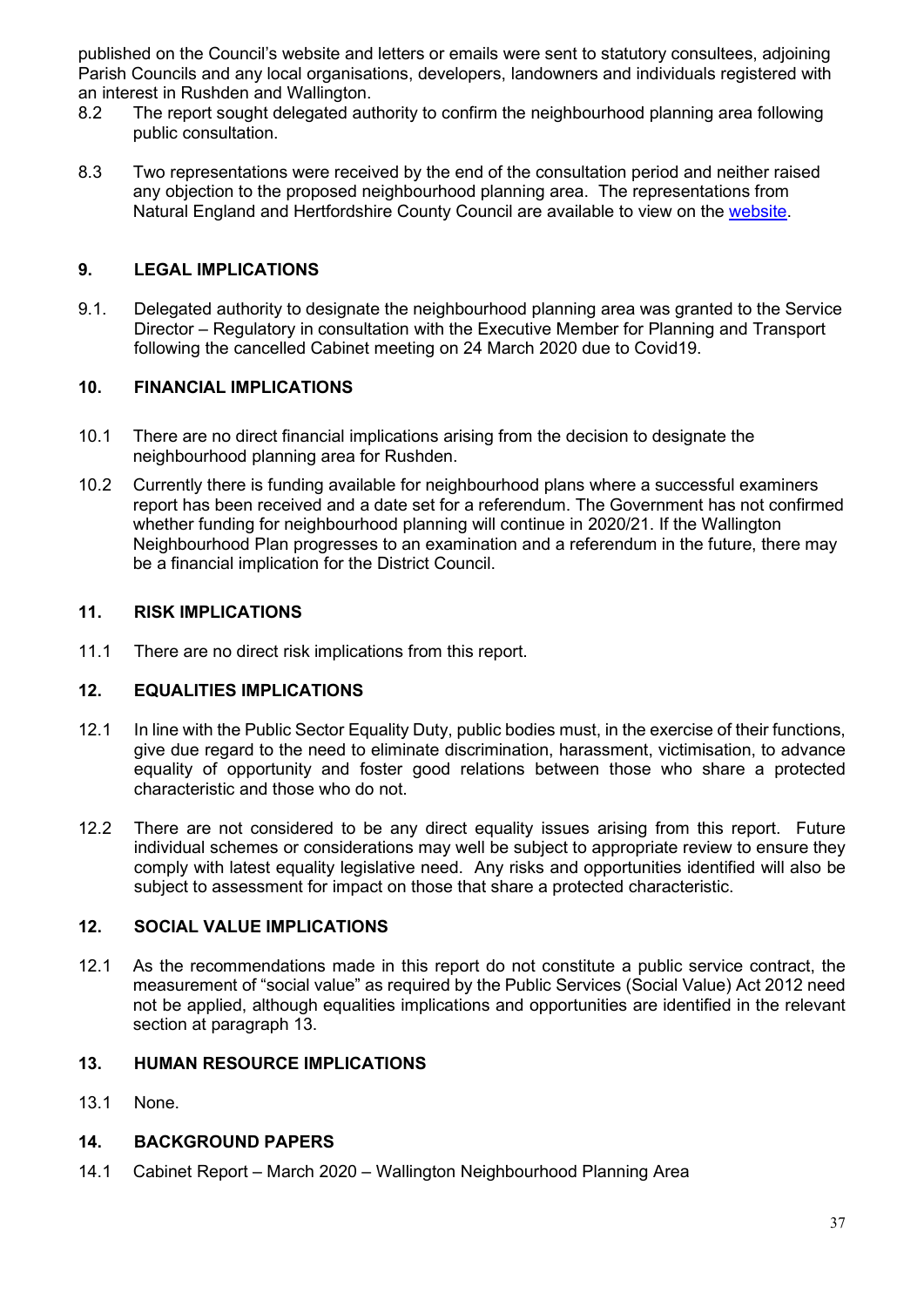published on the Council's website and letters or emails were sent to statutory consultees, adjoining Parish Councils and any local organisations, developers, landowners and individuals registered with an interest in Rushden and Wallington.

8.2 The report sought delegated authority to confirm the neighbourhood planning area following public consultation.

8.3 Two representations were received by the end of the consultation period and neither raised any objection to the proposed neighbourhood planning area. The representations from Natural England and Hertfordshire County Council are available to view on the website.

## 9. LEGAL IMPLICATIONS

9.1. Delegated authority to designate the neighbourhood planning area was granted to the Service Director – Regulatory in consultation with the Executive Member for Planning and Transport following the cancelled Cabinet meeting on 24 March 2020 due to Covid19.

## 10. FINANCIAL IMPLICATIONS

10.1 There are no direct financial implications arising from the decision to designate the neighbourhood planning area for Rushden.

10.2 Currently there is funding available for neighbourhood plans where a successful examiners report has been received and a date set for a referendum. The Government has not confirmed whether funding for neighbourhood planning will continue in 2020/21. If the Wallington Neighbourhood Plan progresses to an examination and a referendum in the future, there may be a financial implication for the District Council.

## 11. RISK IMPLICATIONS

11.1 There are no direct risk implications from this report.

## 12. EQUALITIES IMPLICATIONS

12.1 In line with the Public Sector Equality Duty, public bodies must, in the exercise of their functions, give due regard to the need to eliminate discrimination, harassment, victimisation, to advance equality of opportunity and foster good relations between those who share a protected characteristic and those who do not.

12.2 There are not considered to be any direct equality issues arising from this report. Future individual schemes or considerations may well be subject to appropriate review to ensure they comply with latest equality legislative need. Any risks and opportunities identified will also be subject to assessment for impact on those that share a protected characteristic.

## 12. SOCIAL VALUE IMPLICATIONS

12.1 As the recommendations made in this report do not constitute a public service contract, the measurement of "social value" as required by the Public Services (Social Value) Act 2012 need not be applied, although equalities implications and opportunities are identified in the relevant section at paragraph 13.

## 13. HUMAN RESOURCE IMPLICATIONS

13.1 None.

## 14. BACKGROUND PAPERS

14.1 Cabinet Report – March 2020 – Wallington Neighbourhood Planning Area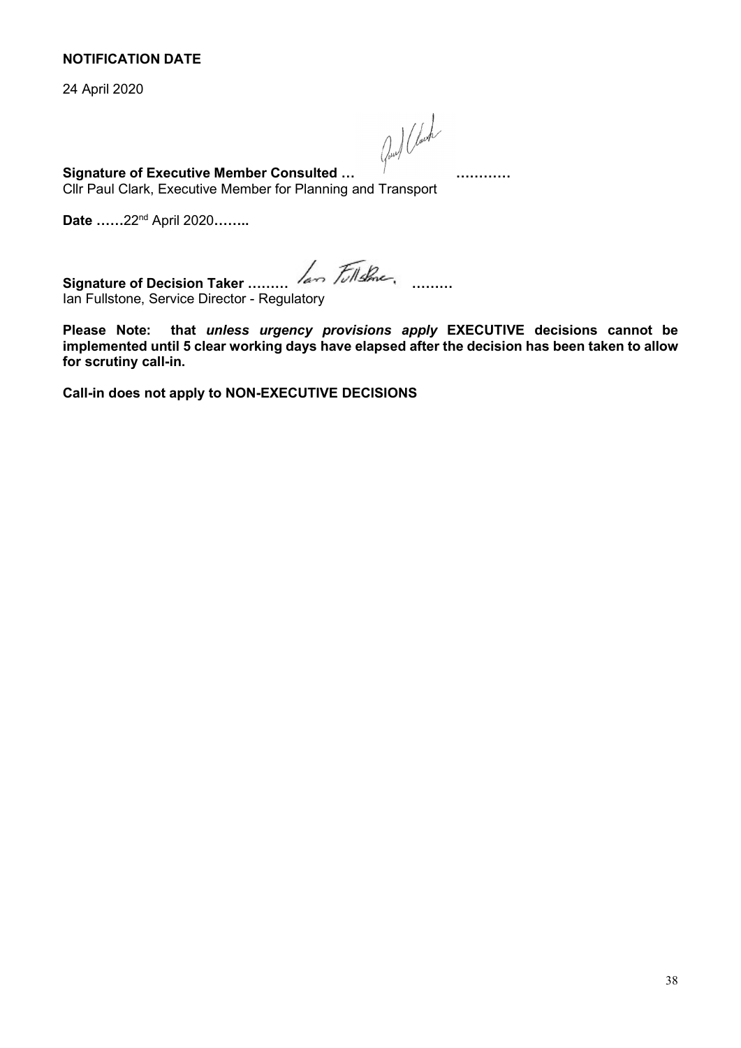**NOTIFICATION DATE**

24 April 2020

**Signature of Executive Member Consulted … …………**
Cllr Paul Clark, Executive Member for Planning and Transport

**Date ……**22nd April 2020**……..**

**Signature of Decision Taker ……… ………**
Ian Fullstone, Service Director - Regulatory

**Please Note: that *unless urgency provisions apply* EXECUTIVE decisions cannot be implemented until 5 clear working days have elapsed after the decision has been taken to allow for scrutiny call-in.**

**Call-in does not apply to NON-EXECUTIVE DECISIONS**